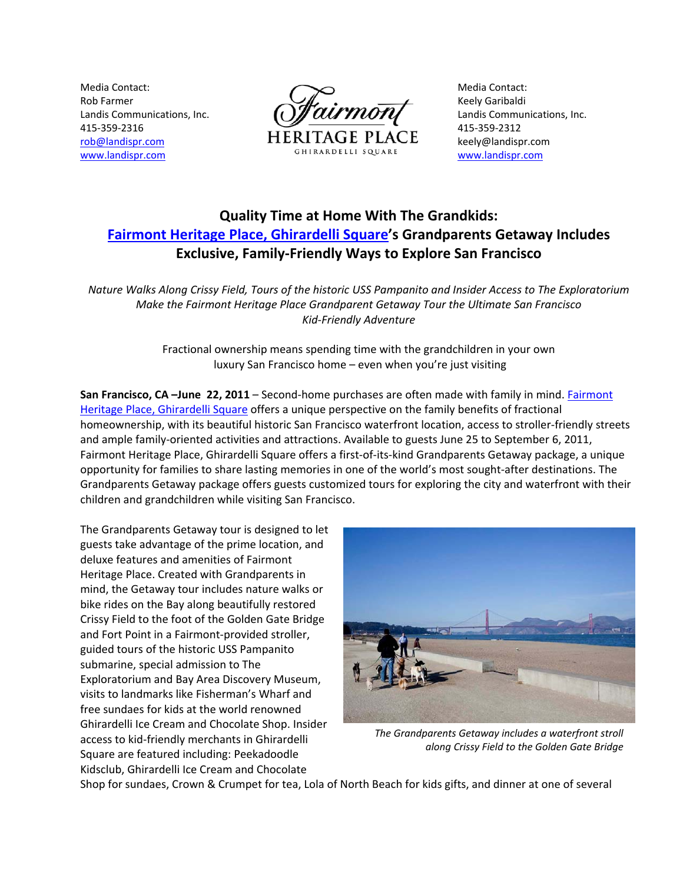Media Contact:
Rob Farmer
Landis Communications, Inc.
415-359-2316
rob@landispr.com
www.landispr.com

Fairmont
HERITAGE PLACE
GHIRARDELLI SQUARE

Media Contact:
Keely Garibaldi
Landis Communications, Inc.
415-359-2312
keely@landispr.com
www.landispr.com

# Quality Time at Home With The Grandkids: Fairmont Heritage Place, Ghirardelli Square's Grandparents Getaway Includes Exclusive, Family-Friendly Ways to Explore San Francisco

*Nature Walks Along Crissy Field, Tours of the historic USS Pampanito and Insider Access to The Exploratorium Make the Fairmont Heritage Place Grandparent Getaway Tour the Ultimate San Francisco Kid-Friendly Adventure*

Fractional ownership means spending time with the grandchildren in your own luxury San Francisco home – even when you're just visiting

**San Francisco, CA –June 22, 2011** – Second-home purchases are often made with family in mind. Fairmont Heritage Place, Ghirardelli Square offers a unique perspective on the family benefits of fractional homeownership, with its beautiful historic San Francisco waterfront location, access to stroller-friendly streets and ample family-oriented activities and attractions. Available to guests June 25 to September 6, 2011, Fairmont Heritage Place, Ghirardelli Square offers a first-of-its-kind Grandparents Getaway package, a unique opportunity for families to share lasting memories in one of the world's most sought-after destinations. The Grandparents Getaway package offers guests customized tours for exploring the city and waterfront with their children and grandchildren while visiting San Francisco.

The Grandparents Getaway tour is designed to let guests take advantage of the prime location, and deluxe features and amenities of Fairmont Heritage Place. Created with Grandparents in mind, the Getaway tour includes nature walks or bike rides on the Bay along beautifully restored Crissy Field to the foot of the Golden Gate Bridge and Fort Point in a Fairmont-provided stroller, guided tours of the historic USS Pampanito submarine, special admission to The Exploratorium and Bay Area Discovery Museum, visits to landmarks like Fisherman's Wharf and free sundaes for kids at the world renowned Ghirardelli Ice Cream and Chocolate Shop. Insider access to kid-friendly merchants in Ghirardelli Square are featured including: Peekadoodle Kidsclub, Ghirardelli Ice Cream and Chocolate Shop for sundaes, Crown & Crumpet for tea, Lola of North Beach for kids gifts, and dinner at one of several

*The Grandparents Getaway includes a waterfront stroll along Crissy Field to the Golden Gate Bridge*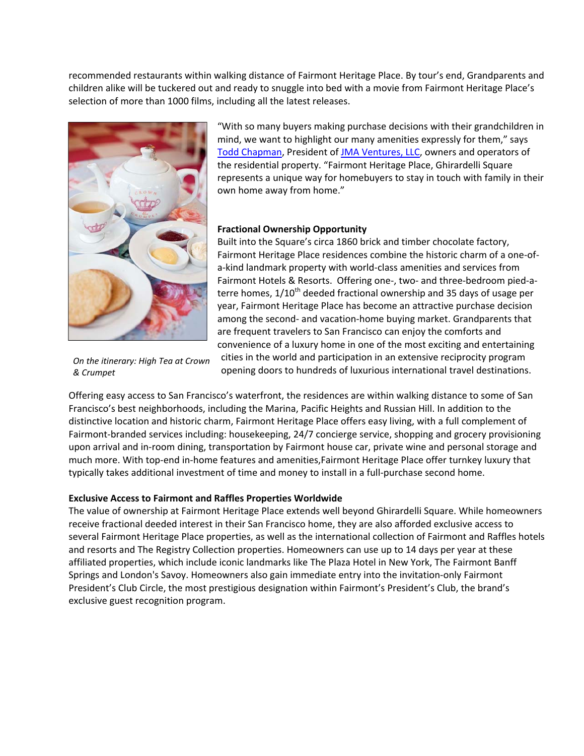recommended restaurants within walking distance of Fairmont Heritage Place. By tour's end, Grandparents and children alike will be tuckered out and ready to snuggle into bed with a movie from Fairmont Heritage Place's selection of more than 1000 films, including all the latest releases.

*On the itinerary: High Tea at Crown & Crumpet*

"With so many buyers making purchase decisions with their grandchildren in mind, we want to highlight our many amenities expressly for them," says Todd Chapman, President of JMA Ventures, LLC, owners and operators of the residential property. "Fairmont Heritage Place, Ghirardelli Square represents a unique way for homebuyers to stay in touch with family in their own home away from home."

**Fractional Ownership Opportunity**

Built into the Square's circa 1860 brick and timber chocolate factory, Fairmont Heritage Place residences combine the historic charm of a one-of-a-kind landmark property with world-class amenities and services from Fairmont Hotels & Resorts. Offering one-, two- and three-bedroom pied-a-terre homes, 1/10th deeded fractional ownership and 35 days of usage per year, Fairmont Heritage Place has become an attractive purchase decision among the second- and vacation-home buying market. Grandparents that are frequent travelers to San Francisco can enjoy the comforts and convenience of a luxury home in one of the most exciting and entertaining cities in the world and participation in an extensive reciprocity program opening doors to hundreds of luxurious international travel destinations.

Offering easy access to San Francisco's waterfront, the residences are within walking distance to some of San Francisco's best neighborhoods, including the Marina, Pacific Heights and Russian Hill. In addition to the distinctive location and historic charm, Fairmont Heritage Place offers easy living, with a full complement of Fairmont-branded services including: housekeeping, 24/7 concierge service, shopping and grocery provisioning upon arrival and in-room dining, transportation by Fairmont house car, private wine and personal storage and much more. With top-end in-home features and amenities,Fairmont Heritage Place offer turnkey luxury that typically takes additional investment of time and money to install in a full-purchase second home.

**Exclusive Access to Fairmont and Raffles Properties Worldwide**

The value of ownership at Fairmont Heritage Place extends well beyond Ghirardelli Square. While homeowners receive fractional deeded interest in their San Francisco home, they are also afforded exclusive access to several Fairmont Heritage Place properties, as well as the international collection of Fairmont and Raffles hotels and resorts and The Registry Collection properties. Homeowners can use up to 14 days per year at these affiliated properties, which include iconic landmarks like The Plaza Hotel in New York, The Fairmont Banff Springs and London's Savoy. Homeowners also gain immediate entry into the invitation-only Fairmont President's Club Circle, the most prestigious designation within Fairmont's President's Club, the brand's exclusive guest recognition program.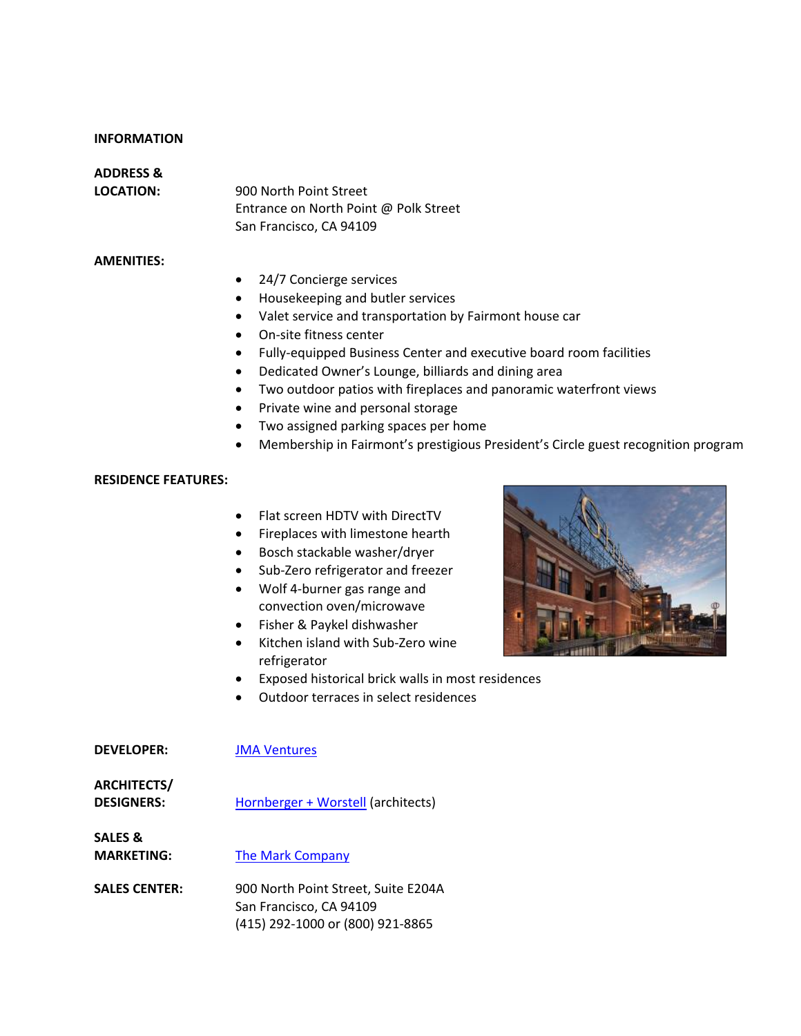**INFORMATION**

**ADDRESS & LOCATION:**

900 North Point Street
Entrance on North Point @ Polk Street
San Francisco, CA 94109

**AMENITIES:**

- 24/7 Concierge services
- Housekeeping and butler services
- Valet service and transportation by Fairmont house car
- On-site fitness center
- Fully-equipped Business Center and executive board room facilities
- Dedicated Owner's Lounge, billiards and dining area
- Two outdoor patios with fireplaces and panoramic waterfront views
- Private wine and personal storage
- Two assigned parking spaces per home
- Membership in Fairmont's prestigious President's Circle guest recognition program

**RESIDENCE FEATURES:**

- Flat screen HDTV with DirectTV
- Fireplaces with limestone hearth
- Bosch stackable washer/dryer
- Sub-Zero refrigerator and freezer
- Wolf 4-burner gas range and convection oven/microwave
- Fisher & Paykel dishwasher
- Kitchen island with Sub-Zero wine refrigerator
- Exposed historical brick walls in most residences
- Outdoor terraces in select residences

**DEVELOPER:** JMA Ventures

**ARCHITECTS/ DESIGNERS:** Hornberger + Worstell (architects)

**SALES & MARKETING:** The Mark Company

**SALES CENTER:**

900 North Point Street, Suite E204A
San Francisco, CA 94109
(415) 292-1000 or (800) 921-8865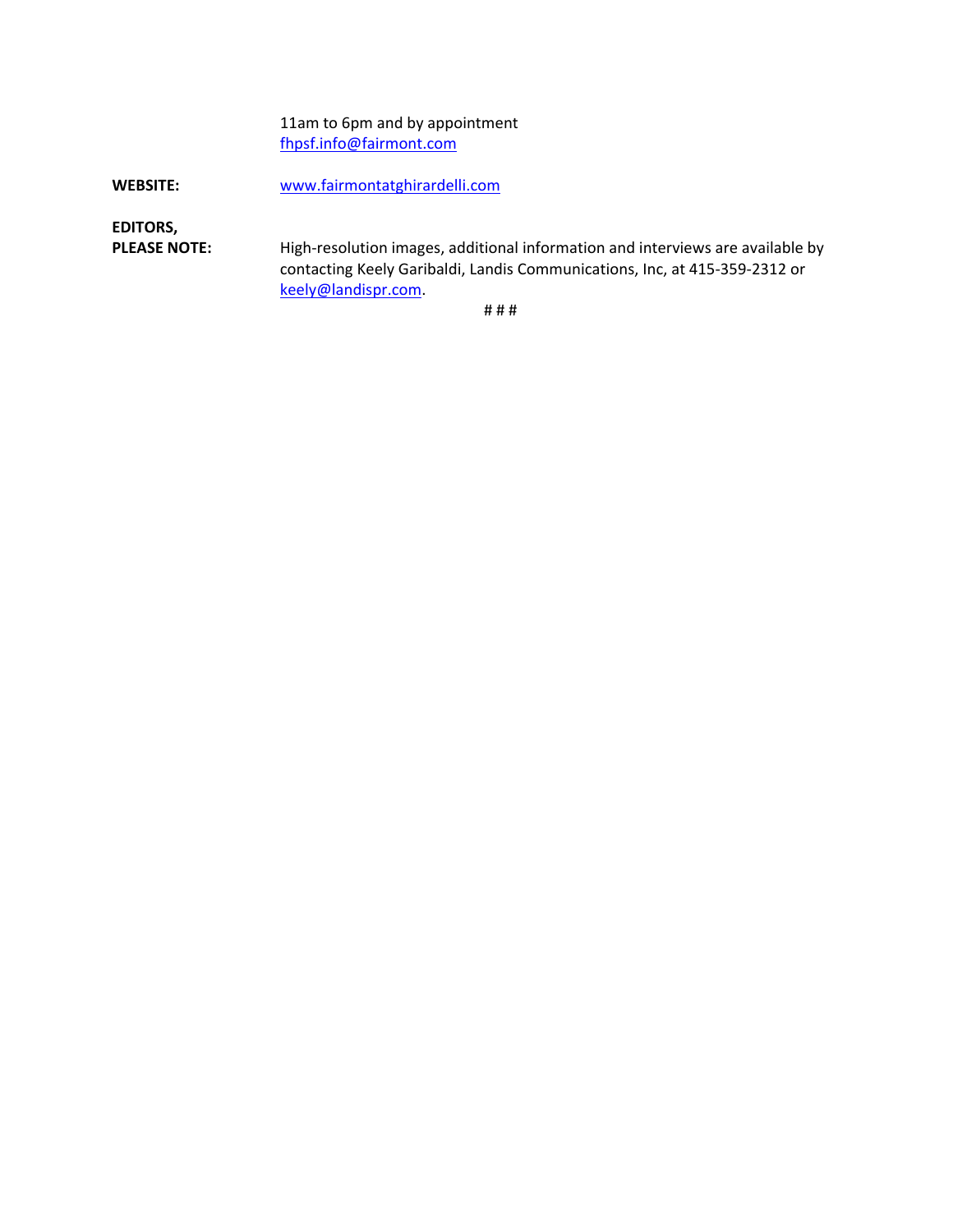11am to 6pm and by appointment
fhpsf.info@fairmont.com

**WEBSITE:** www.fairmontatghirardelli.com

**EDITORS, PLEASE NOTE:** High-resolution images, additional information and interviews are available by contacting Keely Garibaldi, Landis Communications, Inc, at 415-359-2312 or keely@landispr.com.

# # #